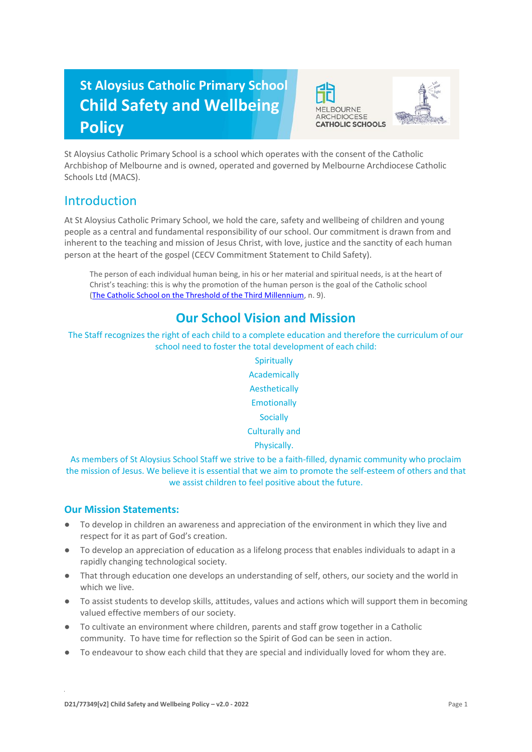# St Aloysius Catholic Primary School Child Safety and Wellbeing Policy

St Aloysius Catholic Primary School is a school which operates with the consent of the Catholic Archbishop of Melbourne and is owned, operated and governed by Melbourne Archdiocese Catholic Schools Ltd (MACS).

## Introduction

At St Aloysius Catholic Primary School, we hold the care, safety and wellbeing of children and young people as a central and fundamental responsibility of our school. Our commitment is drawn from and inherent to the teaching and mission of Jesus Christ, with love, justice and the sanctity of each human person at the heart of the gospel (CECV Commitment Statement to Child Safety).

> The person of each individual human being, in his or her material and spiritual needs, is at the heart of Christ's teaching: this is why the promotion of the human person is the goal of the Catholic school (The Catholic School on the Threshold of the Third Millennium, n. 9).

## Our School Vision and Mission

The Staff recognizes the right of each child to a complete education and therefore the curriculum of our school need to foster the total development of each child:

Spiritually
Academically
Aesthetically
Emotionally
Socially
Culturally and
Physically.

As members of St Aloysius School Staff we strive to be a faith-filled, dynamic community who proclaim the mission of Jesus. We believe it is essential that we aim to promote the self-esteem of others and that we assist children to feel positive about the future.

### Our Mission Statements:

- To develop in children an awareness and appreciation of the environment in which they live and respect for it as part of God's creation.
- To develop an appreciation of education as a lifelong process that enables individuals to adapt in a rapidly changing technological society.
- That through education one develops an understanding of self, others, our society and the world in which we live.
- To assist students to develop skills, attitudes, values and actions which will support them in becoming valued effective members of our society.
- To cultivate an environment where children, parents and staff grow together in a Catholic community. To have time for reflection so the Spirit of God can be seen in action.
- To endeavour to show each child that they are special and individually loved for whom they are.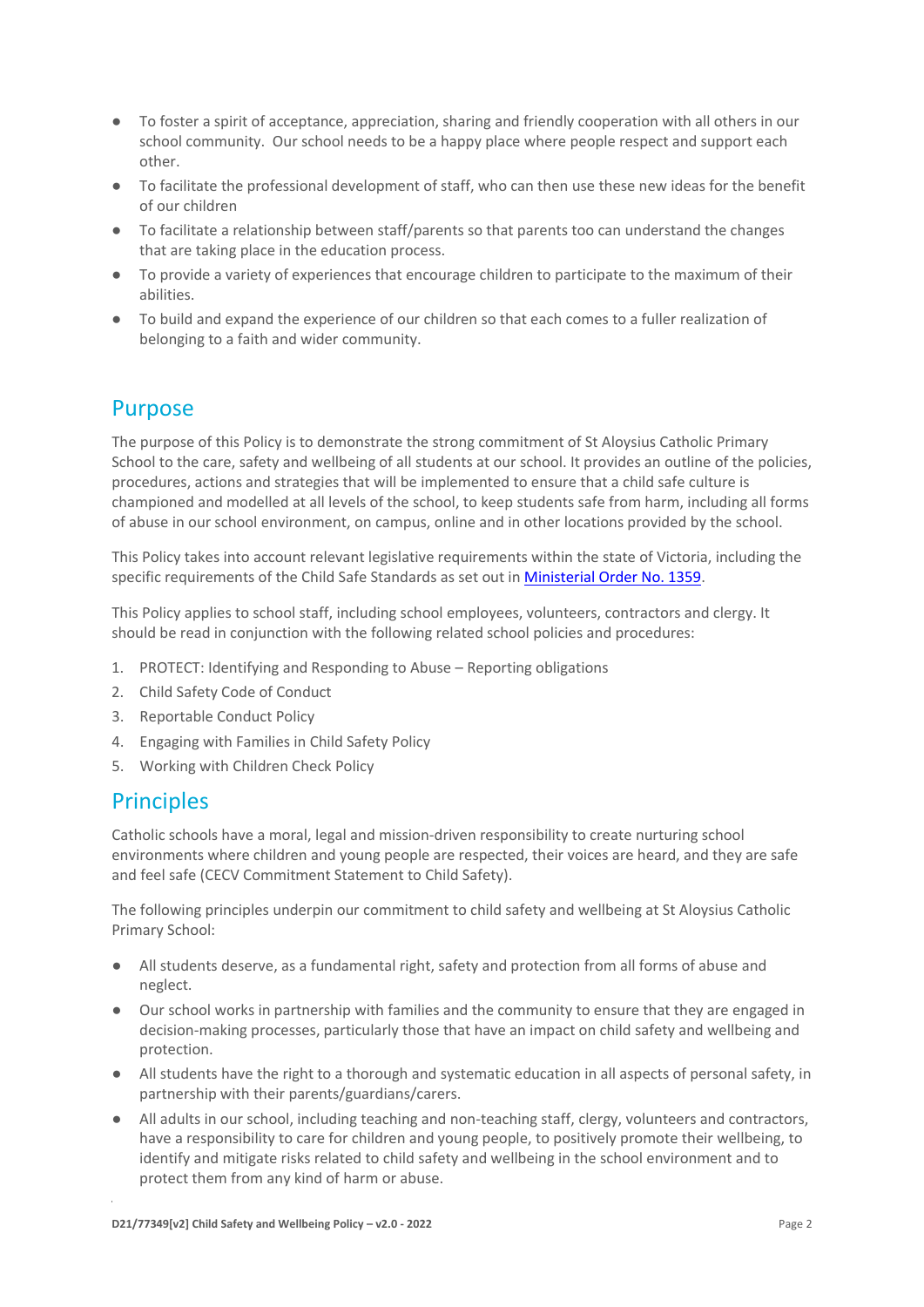- To foster a spirit of acceptance, appreciation, sharing and friendly cooperation with all others in our school community. Our school needs to be a happy place where people respect and support each other.
- To facilitate the professional development of staff, who can then use these new ideas for the benefit of our children
- To facilitate a relationship between staff/parents so that parents too can understand the changes that are taking place in the education process.
- To provide a variety of experiences that encourage children to participate to the maximum of their abilities.
- To build and expand the experience of our children so that each comes to a fuller realization of belonging to a faith and wider community.

## Purpose

The purpose of this Policy is to demonstrate the strong commitment of St Aloysius Catholic Primary School to the care, safety and wellbeing of all students at our school. It provides an outline of the policies, procedures, actions and strategies that will be implemented to ensure that a child safe culture is championed and modelled at all levels of the school, to keep students safe from harm, including all forms of abuse in our school environment, on campus, online and in other locations provided by the school.

This Policy takes into account relevant legislative requirements within the state of Victoria, including the specific requirements of the Child Safe Standards as set out in Ministerial Order No. 1359.

This Policy applies to school staff, including school employees, volunteers, contractors and clergy. It should be read in conjunction with the following related school policies and procedures:

1. PROTECT: Identifying and Responding to Abuse – Reporting obligations
2. Child Safety Code of Conduct
3. Reportable Conduct Policy
4. Engaging with Families in Child Safety Policy
5. Working with Children Check Policy

## Principles

Catholic schools have a moral, legal and mission-driven responsibility to create nurturing school environments where children and young people are respected, their voices are heard, and they are safe and feel safe (CECV Commitment Statement to Child Safety).

The following principles underpin our commitment to child safety and wellbeing at St Aloysius Catholic Primary School:

- All students deserve, as a fundamental right, safety and protection from all forms of abuse and neglect.
- Our school works in partnership with families and the community to ensure that they are engaged in decision-making processes, particularly those that have an impact on child safety and wellbeing and protection.
- All students have the right to a thorough and systematic education in all aspects of personal safety, in partnership with their parents/guardians/carers.
- All adults in our school, including teaching and non-teaching staff, clergy, volunteers and contractors, have a responsibility to care for children and young people, to positively promote their wellbeing, to identify and mitigate risks related to child safety and wellbeing in the school environment and to protect them from any kind of harm or abuse.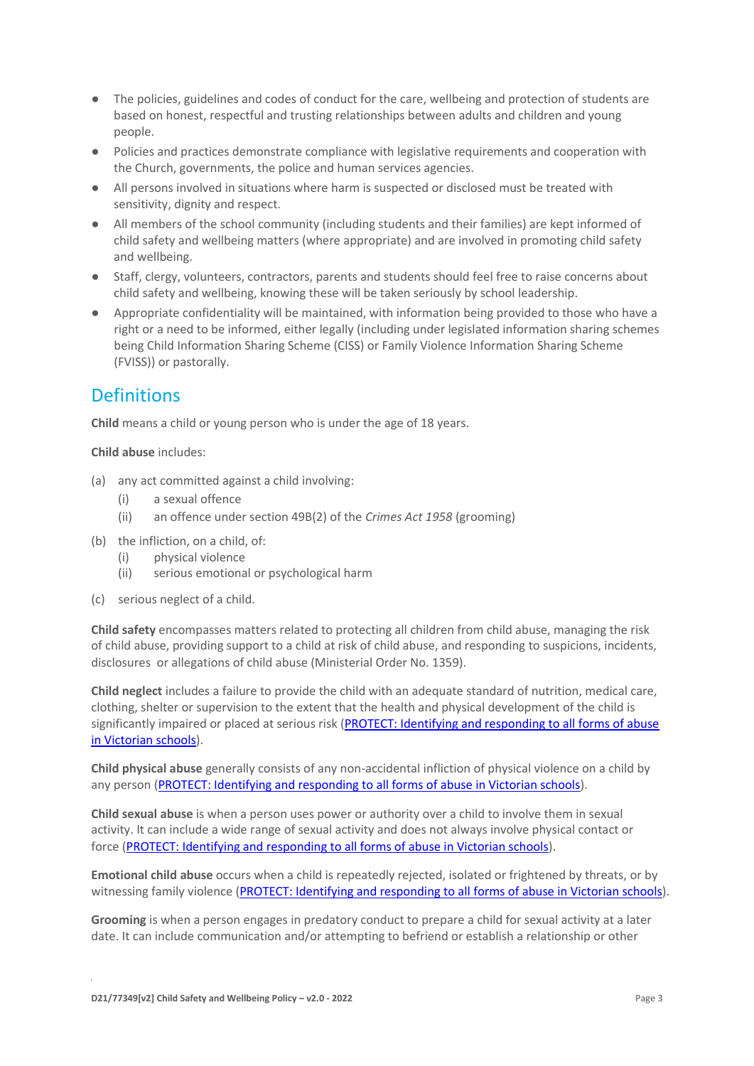- The policies, guidelines and codes of conduct for the care, wellbeing and protection of students are based on honest, respectful and trusting relationships between adults and children and young people.
- Policies and practices demonstrate compliance with legislative requirements and cooperation with the Church, governments, the police and human services agencies.
- All persons involved in situations where harm is suspected or disclosed must be treated with sensitivity, dignity and respect.
- All members of the school community (including students and their families) are kept informed of child safety and wellbeing matters (where appropriate) and are involved in promoting child safety and wellbeing.
- Staff, clergy, volunteers, contractors, parents and students should feel free to raise concerns about child safety and wellbeing, knowing these will be taken seriously by school leadership.
- Appropriate confidentiality will be maintained, with information being provided to those who have a right or a need to be informed, either legally (including under legislated information sharing schemes being Child Information Sharing Scheme (CISS) or Family Violence Information Sharing Scheme (FVISS)) or pastorally.

## Definitions

**Child** means a child or young person who is under the age of 18 years.

**Child abuse** includes:

(a) any act committed against a child involving:
  (i) a sexual offence
  (ii) an offence under section 49B(2) of the *Crimes Act 1958* (grooming)

(b) the infliction, on a child, of:
  (i) physical violence
  (ii) serious emotional or psychological harm

(c) serious neglect of a child.

**Child safety** encompasses matters related to protecting all children from child abuse, managing the risk of child abuse, providing support to a child at risk of child abuse, and responding to suspicions, incidents, disclosures or allegations of child abuse (Ministerial Order No. 1359).

**Child neglect** includes a failure to provide the child with an adequate standard of nutrition, medical care, clothing, shelter or supervision to the extent that the health and physical development of the child is significantly impaired or placed at serious risk (PROTECT: Identifying and responding to all forms of abuse in Victorian schools).

**Child physical abuse** generally consists of any non-accidental infliction of physical violence on a child by any person (PROTECT: Identifying and responding to all forms of abuse in Victorian schools).

**Child sexual abuse** is when a person uses power or authority over a child to involve them in sexual activity. It can include a wide range of sexual activity and does not always involve physical contact or force (PROTECT: Identifying and responding to all forms of abuse in Victorian schools).

**Emotional child abuse** occurs when a child is repeatedly rejected, isolated or frightened by threats, or by witnessing family violence (PROTECT: Identifying and responding to all forms of abuse in Victorian schools).

**Grooming** is when a person engages in predatory conduct to prepare a child for sexual activity at a later date. It can include communication and/or attempting to befriend or establish a relationship or other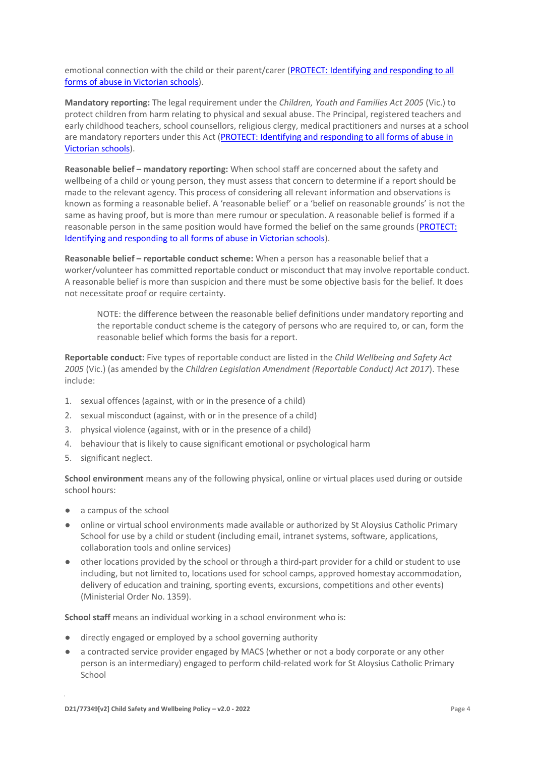emotional connection with the child or their parent/carer ([PROTECT: Identifying and responding to all forms of abuse in Victorian schools]).

**Mandatory reporting:** The legal requirement under the *Children, Youth and Families Act 2005* (Vic.) to protect children from harm relating to physical and sexual abuse. The Principal, registered teachers and early childhood teachers, school counsellors, religious clergy, medical practitioners and nurses at a school are mandatory reporters under this Act ([PROTECT: Identifying and responding to all forms of abuse in Victorian schools]).

**Reasonable belief – mandatory reporting:** When school staff are concerned about the safety and wellbeing of a child or young person, they must assess that concern to determine if a report should be made to the relevant agency. This process of considering all relevant information and observations is known as forming a reasonable belief. A 'reasonable belief' or a 'belief on reasonable grounds' is not the same as having proof, but is more than mere rumour or speculation. A reasonable belief is formed if a reasonable person in the same position would have formed the belief on the same grounds ([PROTECT: Identifying and responding to all forms of abuse in Victorian schools]).

**Reasonable belief – reportable conduct scheme:** When a person has a reasonable belief that a worker/volunteer has committed reportable conduct or misconduct that may involve reportable conduct. A reasonable belief is more than suspicion and there must be some objective basis for the belief. It does not necessitate proof or require certainty.

> NOTE: the difference between the reasonable belief definitions under mandatory reporting and the reportable conduct scheme is the category of persons who are required to, or can, form the reasonable belief which forms the basis for a report.

**Reportable conduct:** Five types of reportable conduct are listed in the *Child Wellbeing and Safety Act 2005* (Vic.) (as amended by the *Children Legislation Amendment (Reportable Conduct) Act 2017*). These include:

1. sexual offences (against, with or in the presence of a child)
2. sexual misconduct (against, with or in the presence of a child)
3. physical violence (against, with or in the presence of a child)
4. behaviour that is likely to cause significant emotional or psychological harm
5. significant neglect.

**School environment** means any of the following physical, online or virtual places used during or outside school hours:

- a campus of the school
- online or virtual school environments made available or authorized by St Aloysius Catholic Primary School for use by a child or student (including email, intranet systems, software, applications, collaboration tools and online services)
- other locations provided by the school or through a third-part provider for a child or student to use including, but not limited to, locations used for school camps, approved homestay accommodation, delivery of education and training, sporting events, excursions, competitions and other events) (Ministerial Order No. 1359).

**School staff** means an individual working in a school environment who is:

- directly engaged or employed by a school governing authority
- a contracted service provider engaged by MACS (whether or not a body corporate or any other person is an intermediary) engaged to perform child-related work for St Aloysius Catholic Primary School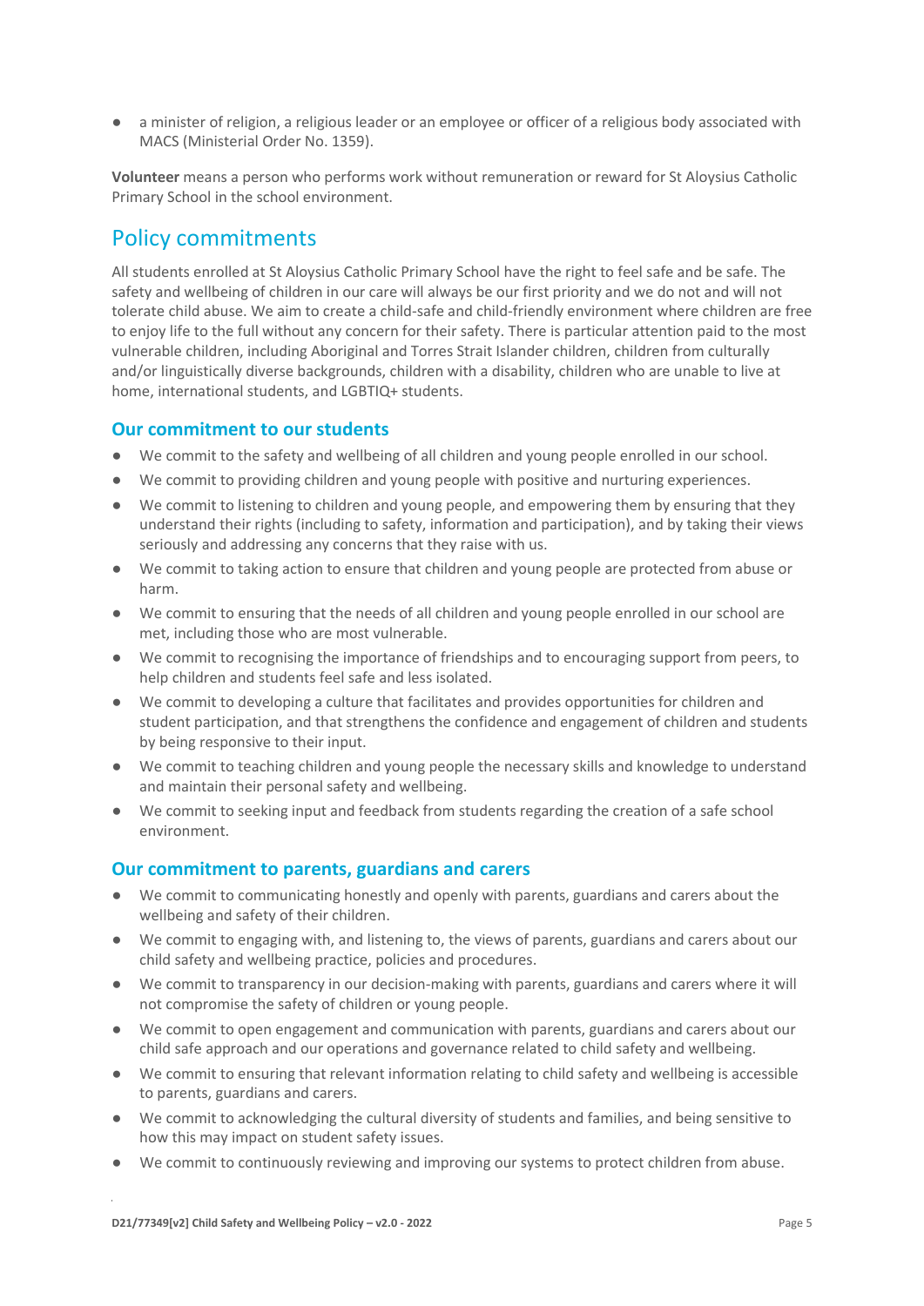- a minister of religion, a religious leader or an employee or officer of a religious body associated with MACS (Ministerial Order No. 1359).

**Volunteer** means a person who performs work without remuneration or reward for St Aloysius Catholic Primary School in the school environment.

## Policy commitments

All students enrolled at St Aloysius Catholic Primary School have the right to feel safe and be safe. The safety and wellbeing of children in our care will always be our first priority and we do not and will not tolerate child abuse. We aim to create a child-safe and child-friendly environment where children are free to enjoy life to the full without any concern for their safety. There is particular attention paid to the most vulnerable children, including Aboriginal and Torres Strait Islander children, children from culturally and/or linguistically diverse backgrounds, children with a disability, children who are unable to live at home, international students, and LGBTIQ+ students.

### Our commitment to our students

- We commit to the safety and wellbeing of all children and young people enrolled in our school.
- We commit to providing children and young people with positive and nurturing experiences.
- We commit to listening to children and young people, and empowering them by ensuring that they understand their rights (including to safety, information and participation), and by taking their views seriously and addressing any concerns that they raise with us.
- We commit to taking action to ensure that children and young people are protected from abuse or harm.
- We commit to ensuring that the needs of all children and young people enrolled in our school are met, including those who are most vulnerable.
- We commit to recognising the importance of friendships and to encouraging support from peers, to help children and students feel safe and less isolated.
- We commit to developing a culture that facilitates and provides opportunities for children and student participation, and that strengthens the confidence and engagement of children and students by being responsive to their input.
- We commit to teaching children and young people the necessary skills and knowledge to understand and maintain their personal safety and wellbeing.
- We commit to seeking input and feedback from students regarding the creation of a safe school environment.

### Our commitment to parents, guardians and carers

- We commit to communicating honestly and openly with parents, guardians and carers about the wellbeing and safety of their children.
- We commit to engaging with, and listening to, the views of parents, guardians and carers about our child safety and wellbeing practice, policies and procedures.
- We commit to transparency in our decision-making with parents, guardians and carers where it will not compromise the safety of children or young people.
- We commit to open engagement and communication with parents, guardians and carers about our child safe approach and our operations and governance related to child safety and wellbeing.
- We commit to ensuring that relevant information relating to child safety and wellbeing is accessible to parents, guardians and carers.
- We commit to acknowledging the cultural diversity of students and families, and being sensitive to how this may impact on student safety issues.
- We commit to continuously reviewing and improving our systems to protect children from abuse.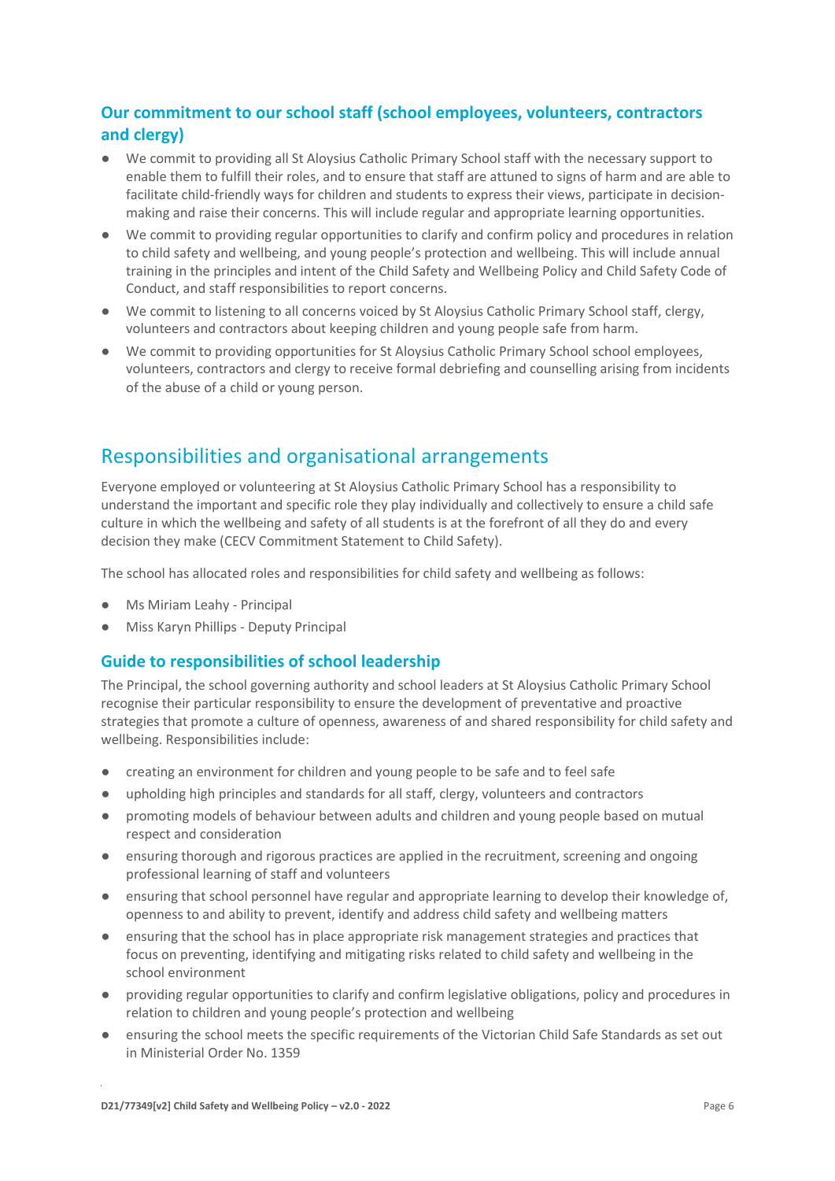### Our commitment to our school staff (school employees, volunteers, contractors and clergy)

- We commit to providing all St Aloysius Catholic Primary School staff with the necessary support to enable them to fulfill their roles, and to ensure that staff are attuned to signs of harm and are able to facilitate child-friendly ways for children and students to express their views, participate in decision-making and raise their concerns. This will include regular and appropriate learning opportunities.
- We commit to providing regular opportunities to clarify and confirm policy and procedures in relation to child safety and wellbeing, and young people's protection and wellbeing. This will include annual training in the principles and intent of the Child Safety and Wellbeing Policy and Child Safety Code of Conduct, and staff responsibilities to report concerns.
- We commit to listening to all concerns voiced by St Aloysius Catholic Primary School staff, clergy, volunteers and contractors about keeping children and young people safe from harm.
- We commit to providing opportunities for St Aloysius Catholic Primary School school employees, volunteers, contractors and clergy to receive formal debriefing and counselling arising from incidents of the abuse of a child or young person.

## Responsibilities and organisational arrangements

Everyone employed or volunteering at St Aloysius Catholic Primary School has a responsibility to understand the important and specific role they play individually and collectively to ensure a child safe culture in which the wellbeing and safety of all students is at the forefront of all they do and every decision they make (CECV Commitment Statement to Child Safety).

The school has allocated roles and responsibilities for child safety and wellbeing as follows:

- Ms Miriam Leahy - Principal
- Miss Karyn Phillips - Deputy Principal

### Guide to responsibilities of school leadership

The Principal, the school governing authority and school leaders at St Aloysius Catholic Primary School recognise their particular responsibility to ensure the development of preventative and proactive strategies that promote a culture of openness, awareness of and shared responsibility for child safety and wellbeing. Responsibilities include:

- creating an environment for children and young people to be safe and to feel safe
- upholding high principles and standards for all staff, clergy, volunteers and contractors
- promoting models of behaviour between adults and children and young people based on mutual respect and consideration
- ensuring thorough and rigorous practices are applied in the recruitment, screening and ongoing professional learning of staff and volunteers
- ensuring that school personnel have regular and appropriate learning to develop their knowledge of, openness to and ability to prevent, identify and address child safety and wellbeing matters
- ensuring that the school has in place appropriate risk management strategies and practices that focus on preventing, identifying and mitigating risks related to child safety and wellbeing in the school environment
- providing regular opportunities to clarify and confirm legislative obligations, policy and procedures in relation to children and young people's protection and wellbeing
- ensuring the school meets the specific requirements of the Victorian Child Safe Standards as set out in Ministerial Order No. 1359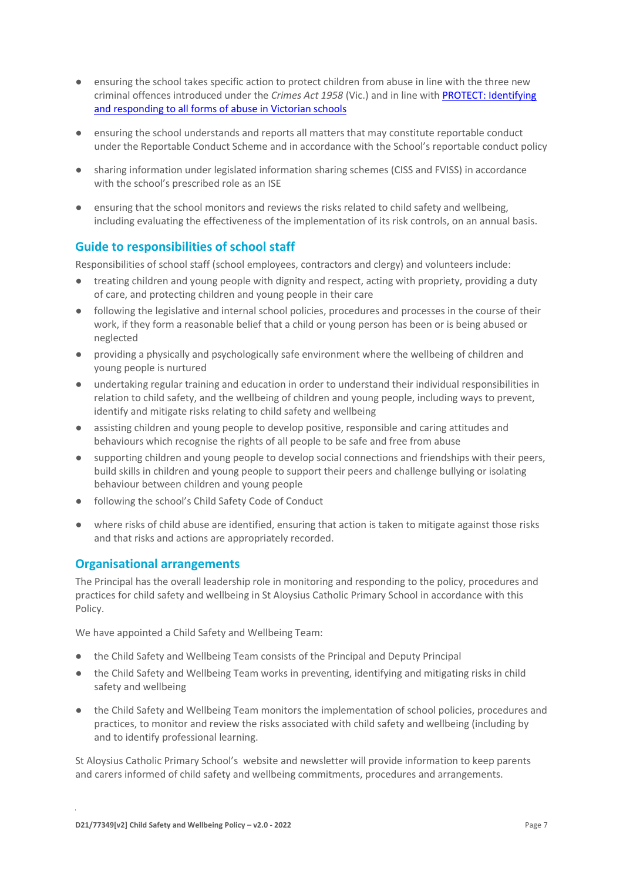- ensuring the school takes specific action to protect children from abuse in line with the three new criminal offences introduced under the *Crimes Act 1958* (Vic.) and in line with [PROTECT: Identifying and responding to all forms of abuse in Victorian schools]
- ensuring the school understands and reports all matters that may constitute reportable conduct under the Reportable Conduct Scheme and in accordance with the School's reportable conduct policy
- sharing information under legislated information sharing schemes (CISS and FVISS) in accordance with the school's prescribed role as an ISE
- ensuring that the school monitors and reviews the risks related to child safety and wellbeing, including evaluating the effectiveness of the implementation of its risk controls, on an annual basis.

## Guide to responsibilities of school staff

Responsibilities of school staff (school employees, contractors and clergy) and volunteers include:

- treating children and young people with dignity and respect, acting with propriety, providing a duty of care, and protecting children and young people in their care
- following the legislative and internal school policies, procedures and processes in the course of their work, if they form a reasonable belief that a child or young person has been or is being abused or neglected
- providing a physically and psychologically safe environment where the wellbeing of children and young people is nurtured
- undertaking regular training and education in order to understand their individual responsibilities in relation to child safety, and the wellbeing of children and young people, including ways to prevent, identify and mitigate risks relating to child safety and wellbeing
- assisting children and young people to develop positive, responsible and caring attitudes and behaviours which recognise the rights of all people to be safe and free from abuse
- supporting children and young people to develop social connections and friendships with their peers, build skills in children and young people to support their peers and challenge bullying or isolating behaviour between children and young people
- following the school's Child Safety Code of Conduct
- where risks of child abuse are identified, ensuring that action is taken to mitigate against those risks and that risks and actions are appropriately recorded.

## Organisational arrangements

The Principal has the overall leadership role in monitoring and responding to the policy, procedures and practices for child safety and wellbeing in St Aloysius Catholic Primary School in accordance with this Policy.

We have appointed a Child Safety and Wellbeing Team:

- the Child Safety and Wellbeing Team consists of the Principal and Deputy Principal
- the Child Safety and Wellbeing Team works in preventing, identifying and mitigating risks in child safety and wellbeing
- the Child Safety and Wellbeing Team monitors the implementation of school policies, procedures and practices, to monitor and review the risks associated with child safety and wellbeing (including by and to identify professional learning.

St Aloysius Catholic Primary School's website and newsletter will provide information to keep parents and carers informed of child safety and wellbeing commitments, procedures and arrangements.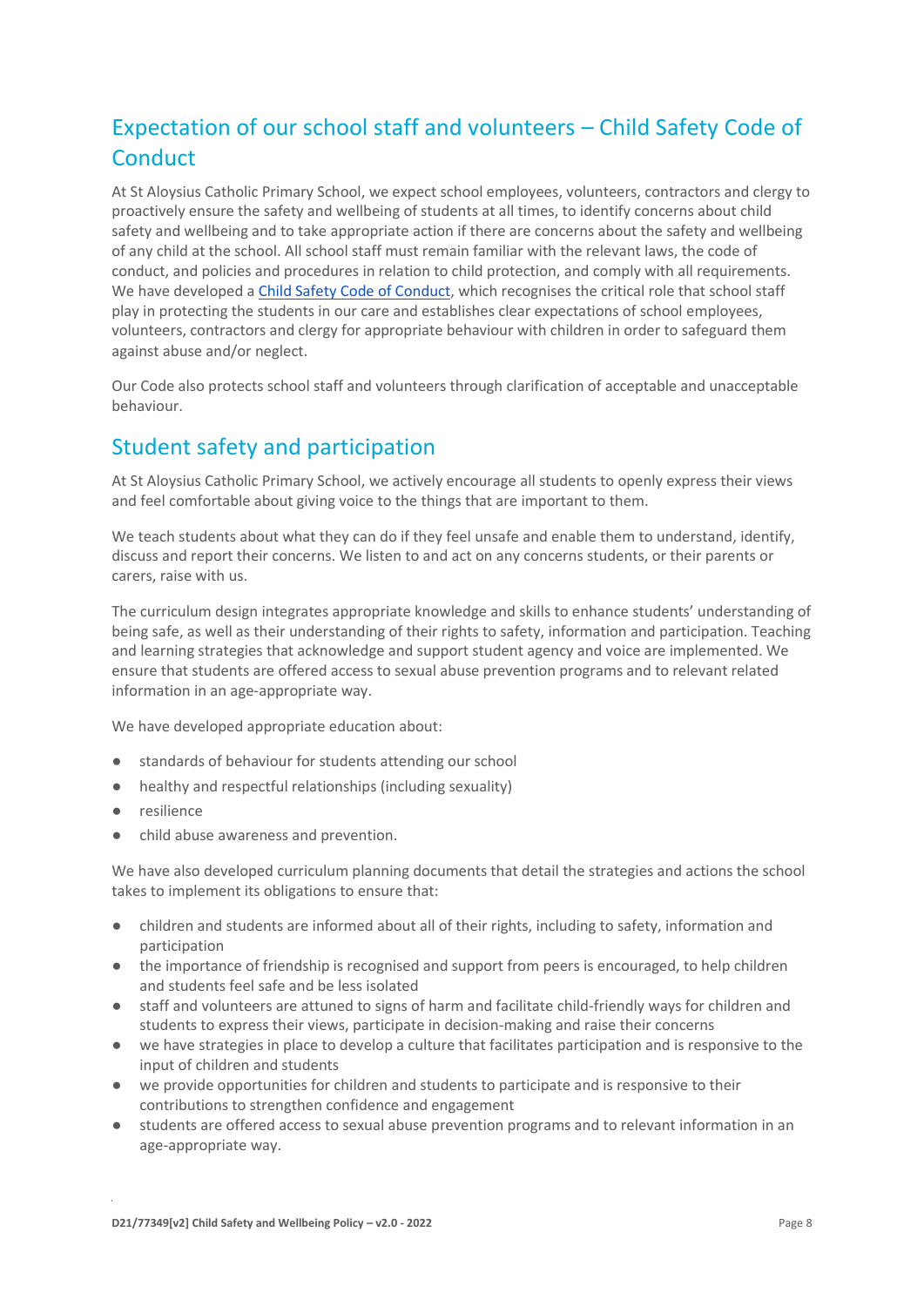## Expectation of our school staff and volunteers – Child Safety Code of Conduct

At St Aloysius Catholic Primary School, we expect school employees, volunteers, contractors and clergy to proactively ensure the safety and wellbeing of students at all times, to identify concerns about child safety and wellbeing and to take appropriate action if there are concerns about the safety and wellbeing of any child at the school. All school staff must remain familiar with the relevant laws, the code of conduct, and policies and procedures in relation to child protection, and comply with all requirements. We have developed a Child Safety Code of Conduct, which recognises the critical role that school staff play in protecting the students in our care and establishes clear expectations of school employees, volunteers, contractors and clergy for appropriate behaviour with children in order to safeguard them against abuse and/or neglect.

Our Code also protects school staff and volunteers through clarification of acceptable and unacceptable behaviour.

## Student safety and participation

At St Aloysius Catholic Primary School, we actively encourage all students to openly express their views and feel comfortable about giving voice to the things that are important to them.

We teach students about what they can do if they feel unsafe and enable them to understand, identify, discuss and report their concerns. We listen to and act on any concerns students, or their parents or carers, raise with us.

The curriculum design integrates appropriate knowledge and skills to enhance students' understanding of being safe, as well as their understanding of their rights to safety, information and participation. Teaching and learning strategies that acknowledge and support student agency and voice are implemented. We ensure that students are offered access to sexual abuse prevention programs and to relevant related information in an age-appropriate way.

We have developed appropriate education about:

- standards of behaviour for students attending our school
- healthy and respectful relationships (including sexuality)
- resilience
- child abuse awareness and prevention.

We have also developed curriculum planning documents that detail the strategies and actions the school takes to implement its obligations to ensure that:

- children and students are informed about all of their rights, including to safety, information and participation
- the importance of friendship is recognised and support from peers is encouraged, to help children and students feel safe and be less isolated
- staff and volunteers are attuned to signs of harm and facilitate child-friendly ways for children and students to express their views, participate in decision-making and raise their concerns
- we have strategies in place to develop a culture that facilitates participation and is responsive to the input of children and students
- we provide opportunities for children and students to participate and is responsive to their contributions to strengthen confidence and engagement
- students are offered access to sexual abuse prevention programs and to relevant information in an age-appropriate way.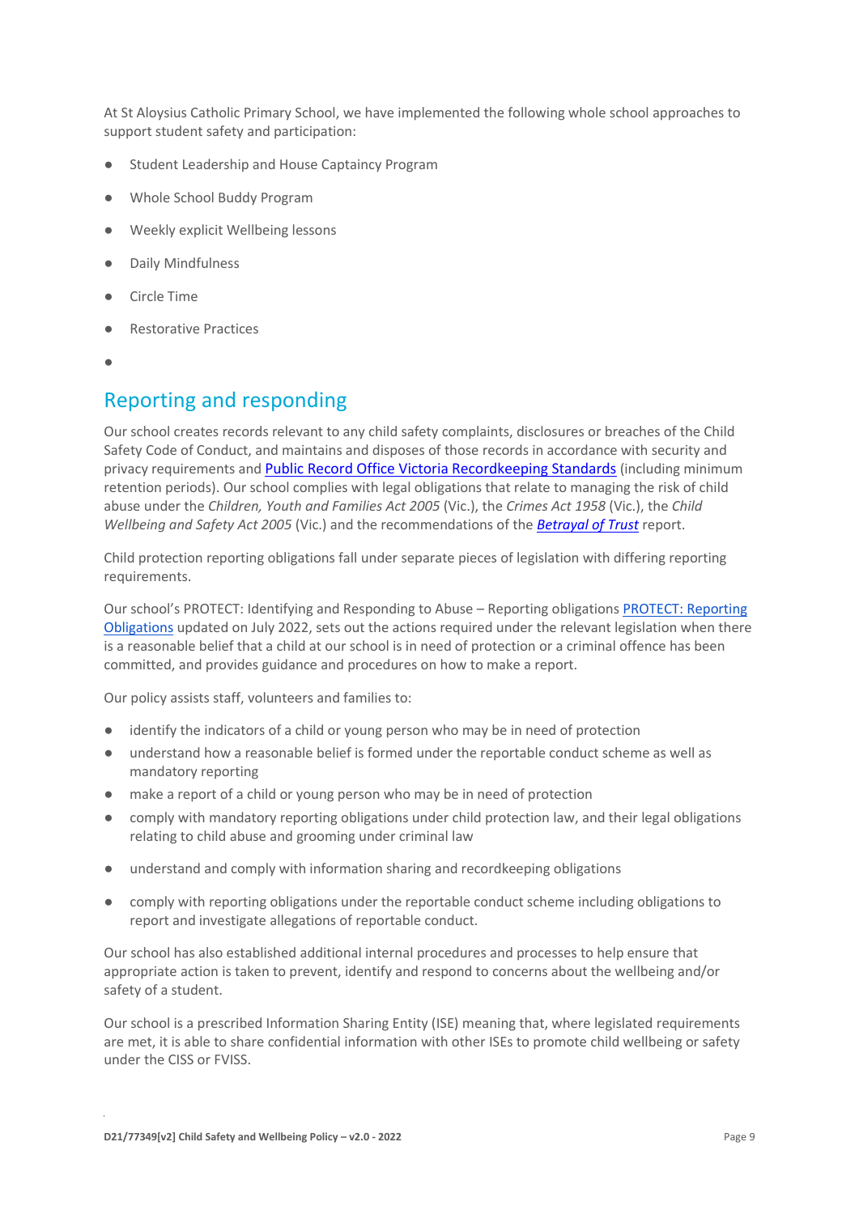At St Aloysius Catholic Primary School, we have implemented the following whole school approaches to support student safety and participation:

- Student Leadership and House Captaincy Program
- Whole School Buddy Program
- Weekly explicit Wellbeing lessons
- Daily Mindfulness
- Circle Time
- Restorative Practices
-

## Reporting and responding

Our school creates records relevant to any child safety complaints, disclosures or breaches of the Child Safety Code of Conduct, and maintains and disposes of those records in accordance with security and privacy requirements and [Public Record Office Victoria Recordkeeping Standards] (including minimum retention periods). Our school complies with legal obligations that relate to managing the risk of child abuse under the *Children, Youth and Families Act 2005* (Vic.), the *Crimes Act 1958* (Vic.), the *Child Wellbeing and Safety Act 2005* (Vic.) and the recommendations of the [*Betrayal of Trust*] report.

Child protection reporting obligations fall under separate pieces of legislation with differing reporting requirements.

Our school's PROTECT: Identifying and Responding to Abuse – Reporting obligations [PROTECT: Reporting Obligations] updated on July 2022, sets out the actions required under the relevant legislation when there is a reasonable belief that a child at our school is in need of protection or a criminal offence has been committed, and provides guidance and procedures on how to make a report.

Our policy assists staff, volunteers and families to:

- identify the indicators of a child or young person who may be in need of protection
- understand how a reasonable belief is formed under the reportable conduct scheme as well as mandatory reporting
- make a report of a child or young person who may be in need of protection
- comply with mandatory reporting obligations under child protection law, and their legal obligations relating to child abuse and grooming under criminal law
- understand and comply with information sharing and recordkeeping obligations
- comply with reporting obligations under the reportable conduct scheme including obligations to report and investigate allegations of reportable conduct.

Our school has also established additional internal procedures and processes to help ensure that appropriate action is taken to prevent, identify and respond to concerns about the wellbeing and/or safety of a student.

Our school is a prescribed Information Sharing Entity (ISE) meaning that, where legislated requirements are met, it is able to share confidential information with other ISEs to promote child wellbeing or safety under the CISS or FVISS.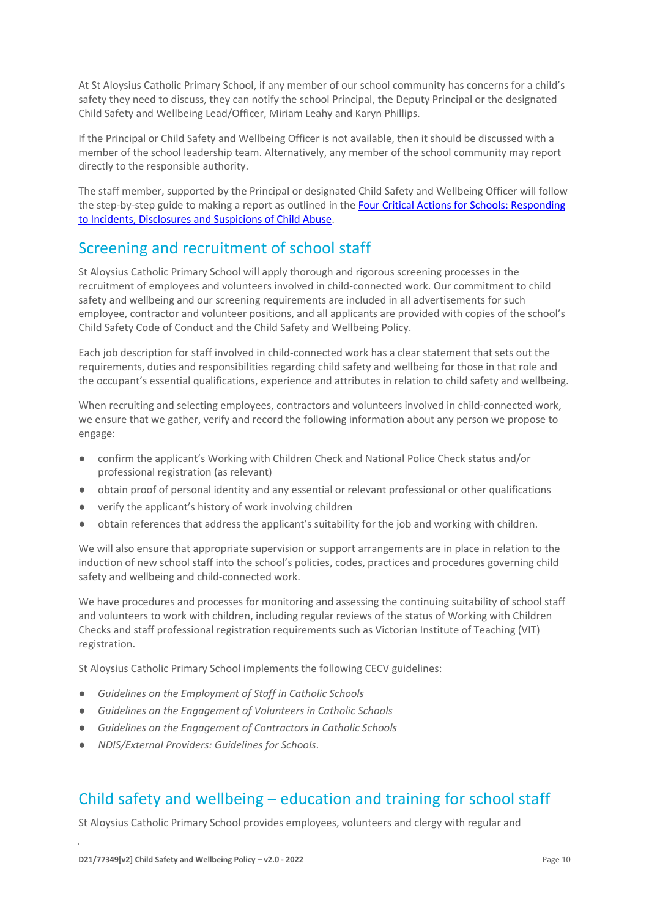At St Aloysius Catholic Primary School, if any member of our school community has concerns for a child's safety they need to discuss, they can notify the school Principal, the Deputy Principal or the designated Child Safety and Wellbeing Lead/Officer, Miriam Leahy and Karyn Phillips.

If the Principal or Child Safety and Wellbeing Officer is not available, then it should be discussed with a member of the school leadership team. Alternatively, any member of the school community may report directly to the responsible authority.

The staff member, supported by the Principal or designated Child Safety and Wellbeing Officer will follow the step-by-step guide to making a report as outlined in the [Four Critical Actions for Schools: Responding to Incidents, Disclosures and Suspicions of Child Abuse](#).

## Screening and recruitment of school staff

St Aloysius Catholic Primary School will apply thorough and rigorous screening processes in the recruitment of employees and volunteers involved in child-connected work. Our commitment to child safety and wellbeing and our screening requirements are included in all advertisements for such employee, contractor and volunteer positions, and all applicants are provided with copies of the school's Child Safety Code of Conduct and the Child Safety and Wellbeing Policy.

Each job description for staff involved in child-connected work has a clear statement that sets out the requirements, duties and responsibilities regarding child safety and wellbeing for those in that role and the occupant's essential qualifications, experience and attributes in relation to child safety and wellbeing.

When recruiting and selecting employees, contractors and volunteers involved in child-connected work, we ensure that we gather, verify and record the following information about any person we propose to engage:

- confirm the applicant's Working with Children Check and National Police Check status and/or professional registration (as relevant)
- obtain proof of personal identity and any essential or relevant professional or other qualifications
- verify the applicant's history of work involving children
- obtain references that address the applicant's suitability for the job and working with children.

We will also ensure that appropriate supervision or support arrangements are in place in relation to the induction of new school staff into the school's policies, codes, practices and procedures governing child safety and wellbeing and child-connected work.

We have procedures and processes for monitoring and assessing the continuing suitability of school staff and volunteers to work with children, including regular reviews of the status of Working with Children Checks and staff professional registration requirements such as Victorian Institute of Teaching (VIT) registration.

St Aloysius Catholic Primary School implements the following CECV guidelines:

- *Guidelines on the Employment of Staff in Catholic Schools*
- *Guidelines on the Engagement of Volunteers in Catholic Schools*
- *Guidelines on the Engagement of Contractors in Catholic Schools*
- *NDIS/External Providers: Guidelines for Schools*.

## Child safety and wellbeing – education and training for school staff

St Aloysius Catholic Primary School provides employees, volunteers and clergy with regular and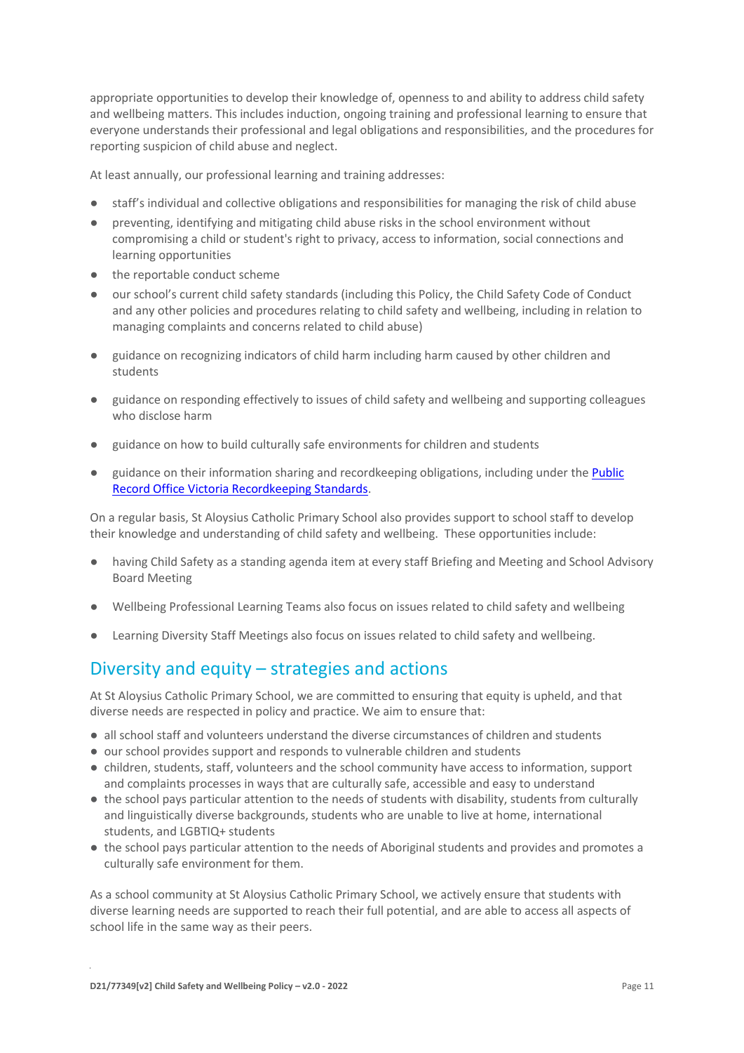appropriate opportunities to develop their knowledge of, openness to and ability to address child safety and wellbeing matters. This includes induction, ongoing training and professional learning to ensure that everyone understands their professional and legal obligations and responsibilities, and the procedures for reporting suspicion of child abuse and neglect.

At least annually, our professional learning and training addresses:

- staff's individual and collective obligations and responsibilities for managing the risk of child abuse
- preventing, identifying and mitigating child abuse risks in the school environment without compromising a child or student's right to privacy, access to information, social connections and learning opportunities
- the reportable conduct scheme
- our school's current child safety standards (including this Policy, the Child Safety Code of Conduct and any other policies and procedures relating to child safety and wellbeing, including in relation to managing complaints and concerns related to child abuse)
- guidance on recognizing indicators of child harm including harm caused by other children and students
- guidance on responding effectively to issues of child safety and wellbeing and supporting colleagues who disclose harm
- guidance on how to build culturally safe environments for children and students
- guidance on their information sharing and recordkeeping obligations, including under the Public Record Office Victoria Recordkeeping Standards.

On a regular basis, St Aloysius Catholic Primary School also provides support to school staff to develop their knowledge and understanding of child safety and wellbeing. These opportunities include:

- having Child Safety as a standing agenda item at every staff Briefing and Meeting and School Advisory Board Meeting
- Wellbeing Professional Learning Teams also focus on issues related to child safety and wellbeing
- Learning Diversity Staff Meetings also focus on issues related to child safety and wellbeing.

## Diversity and equity – strategies and actions

At St Aloysius Catholic Primary School, we are committed to ensuring that equity is upheld, and that diverse needs are respected in policy and practice. We aim to ensure that:

- all school staff and volunteers understand the diverse circumstances of children and students
- our school provides support and responds to vulnerable children and students
- children, students, staff, volunteers and the school community have access to information, support and complaints processes in ways that are culturally safe, accessible and easy to understand
- the school pays particular attention to the needs of students with disability, students from culturally and linguistically diverse backgrounds, students who are unable to live at home, international students, and LGBTIQ+ students
- the school pays particular attention to the needs of Aboriginal students and provides and promotes a culturally safe environment for them.

As a school community at St Aloysius Catholic Primary School, we actively ensure that students with diverse learning needs are supported to reach their full potential, and are able to access all aspects of school life in the same way as their peers.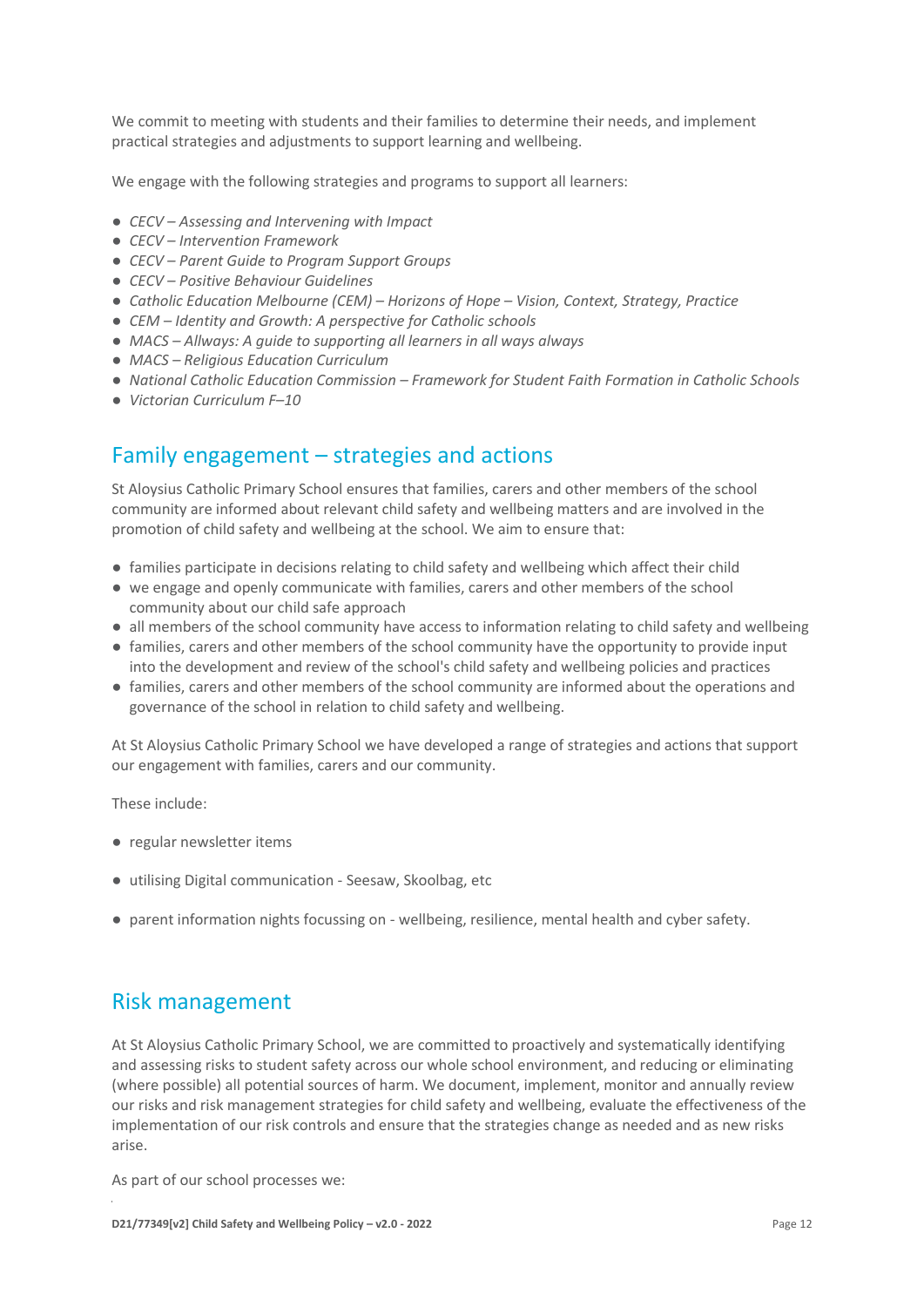We commit to meeting with students and their families to determine their needs, and implement practical strategies and adjustments to support learning and wellbeing.

We engage with the following strategies and programs to support all learners:

- *CECV – Assessing and Intervening with Impact*
- *CECV – Intervention Framework*
- *CECV – Parent Guide to Program Support Groups*
- *CECV – Positive Behaviour Guidelines*
- *Catholic Education Melbourne (CEM) – Horizons of Hope – Vision, Context, Strategy, Practice*
- *CEM – Identity and Growth: A perspective for Catholic schools*
- *MACS – Allways: A guide to supporting all learners in all ways always*
- *MACS – Religious Education Curriculum*
- *National Catholic Education Commission – Framework for Student Faith Formation in Catholic Schools*
- *Victorian Curriculum F–10*

## Family engagement – strategies and actions

St Aloysius Catholic Primary School ensures that families, carers and other members of the school community are informed about relevant child safety and wellbeing matters and are involved in the promotion of child safety and wellbeing at the school. We aim to ensure that:

- families participate in decisions relating to child safety and wellbeing which affect their child
- we engage and openly communicate with families, carers and other members of the school community about our child safe approach
- all members of the school community have access to information relating to child safety and wellbeing
- families, carers and other members of the school community have the opportunity to provide input into the development and review of the school's child safety and wellbeing policies and practices
- families, carers and other members of the school community are informed about the operations and governance of the school in relation to child safety and wellbeing.

At St Aloysius Catholic Primary School we have developed a range of strategies and actions that support our engagement with families, carers and our community.

These include:

- regular newsletter items
- utilising Digital communication - Seesaw, Skoolbag, etc
- parent information nights focussing on - wellbeing, resilience, mental health and cyber safety.

## Risk management

At St Aloysius Catholic Primary School, we are committed to proactively and systematically identifying and assessing risks to student safety across our whole school environment, and reducing or eliminating (where possible) all potential sources of harm. We document, implement, monitor and annually review our risks and risk management strategies for child safety and wellbeing, evaluate the effectiveness of the implementation of our risk controls and ensure that the strategies change as needed and as new risks arise.

As part of our school processes we: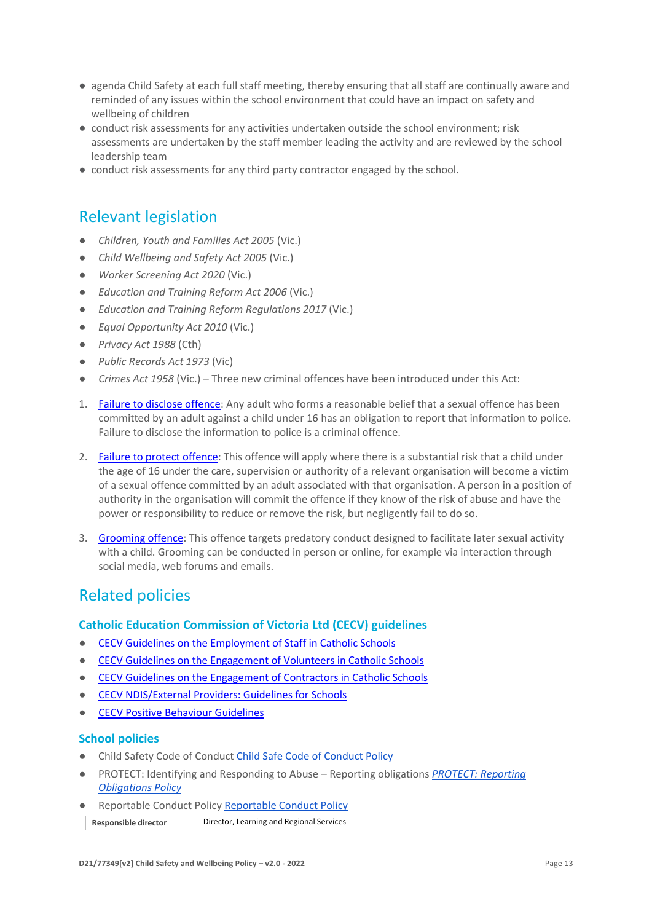- agenda Child Safety at each full staff meeting, thereby ensuring that all staff are continually aware and reminded of any issues within the school environment that could have an impact on safety and wellbeing of children
- conduct risk assessments for any activities undertaken outside the school environment; risk assessments are undertaken by the staff member leading the activity and are reviewed by the school leadership team
- conduct risk assessments for any third party contractor engaged by the school.

## Relevant legislation

- *Children, Youth and Families Act 2005* (Vic.)
- *Child Wellbeing and Safety Act 2005* (Vic.)
- *Worker Screening Act 2020* (Vic.)
- *Education and Training Reform Act 2006* (Vic.)
- *Education and Training Reform Regulations 2017* (Vic.)
- *Equal Opportunity Act 2010* (Vic.)
- *Privacy Act 1988* (Cth)
- *Public Records Act 1973* (Vic)
- *Crimes Act 1958* (Vic.) – Three new criminal offences have been introduced under this Act:

1. Failure to disclose offence: Any adult who forms a reasonable belief that a sexual offence has been committed by an adult against a child under 16 has an obligation to report that information to police. Failure to disclose the information to police is a criminal offence.

2. Failure to protect offence: This offence will apply where there is a substantial risk that a child under the age of 16 under the care, supervision or authority of a relevant organisation will become a victim of a sexual offence committed by an adult associated with that organisation. A person in a position of authority in the organisation will commit the offence if they know of the risk of abuse and have the power or responsibility to reduce or remove the risk, but negligently fail to do so.

3. Grooming offence: This offence targets predatory conduct designed to facilitate later sexual activity with a child. Grooming can be conducted in person or online, for example via interaction through social media, web forums and emails.

## Related policies

### Catholic Education Commission of Victoria Ltd (CECV) guidelines

- CECV Guidelines on the Employment of Staff in Catholic Schools
- CECV Guidelines on the Engagement of Volunteers in Catholic Schools
- CECV Guidelines on the Engagement of Contractors in Catholic Schools
- CECV NDIS/External Providers: Guidelines for Schools
- CECV Positive Behaviour Guidelines

### School policies

- Child Safety Code of Conduct Child Safe Code of Conduct Policy
- PROTECT: Identifying and Responding to Abuse – Reporting obligations *PROTECT: Reporting Obligations Policy*
- Reportable Conduct Policy Reportable Conduct Policy

| **Responsible director** | Director, Learning and Regional Services |
|---|---|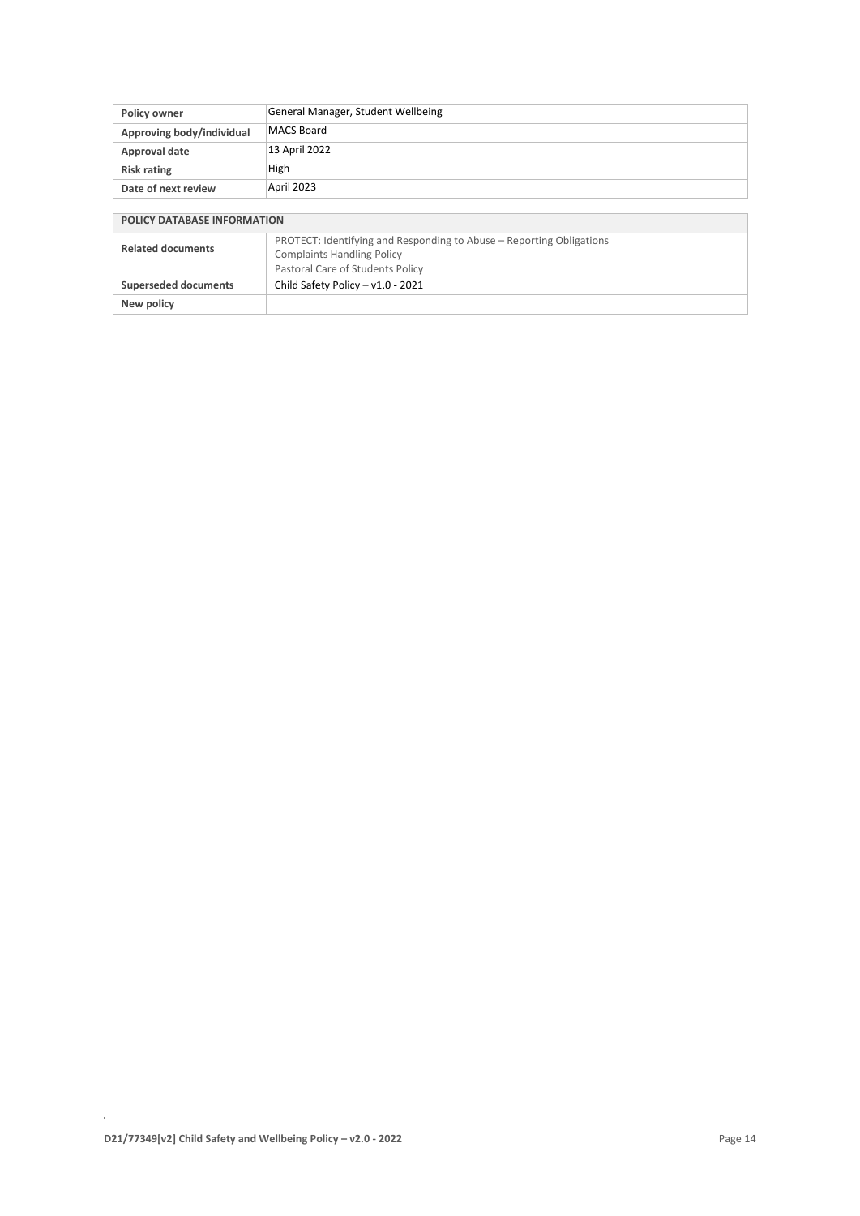| | |
|---|---|
| **Policy owner** | General Manager, Student Wellbeing |
| **Approving body/individual** | MACS Board |
| **Approval date** | 13 April 2022 |
| **Risk rating** | High |
| **Date of next review** | April 2023 |

| **POLICY DATABASE INFORMATION** | |
|---|---|
| **Related documents** | PROTECT: Identifying and Responding to Abuse – Reporting Obligations<br>Complaints Handling Policy<br>Pastoral Care of Students Policy |
| **Superseded documents** | Child Safety Policy – v1.0 - 2021 |
| **New policy** | |